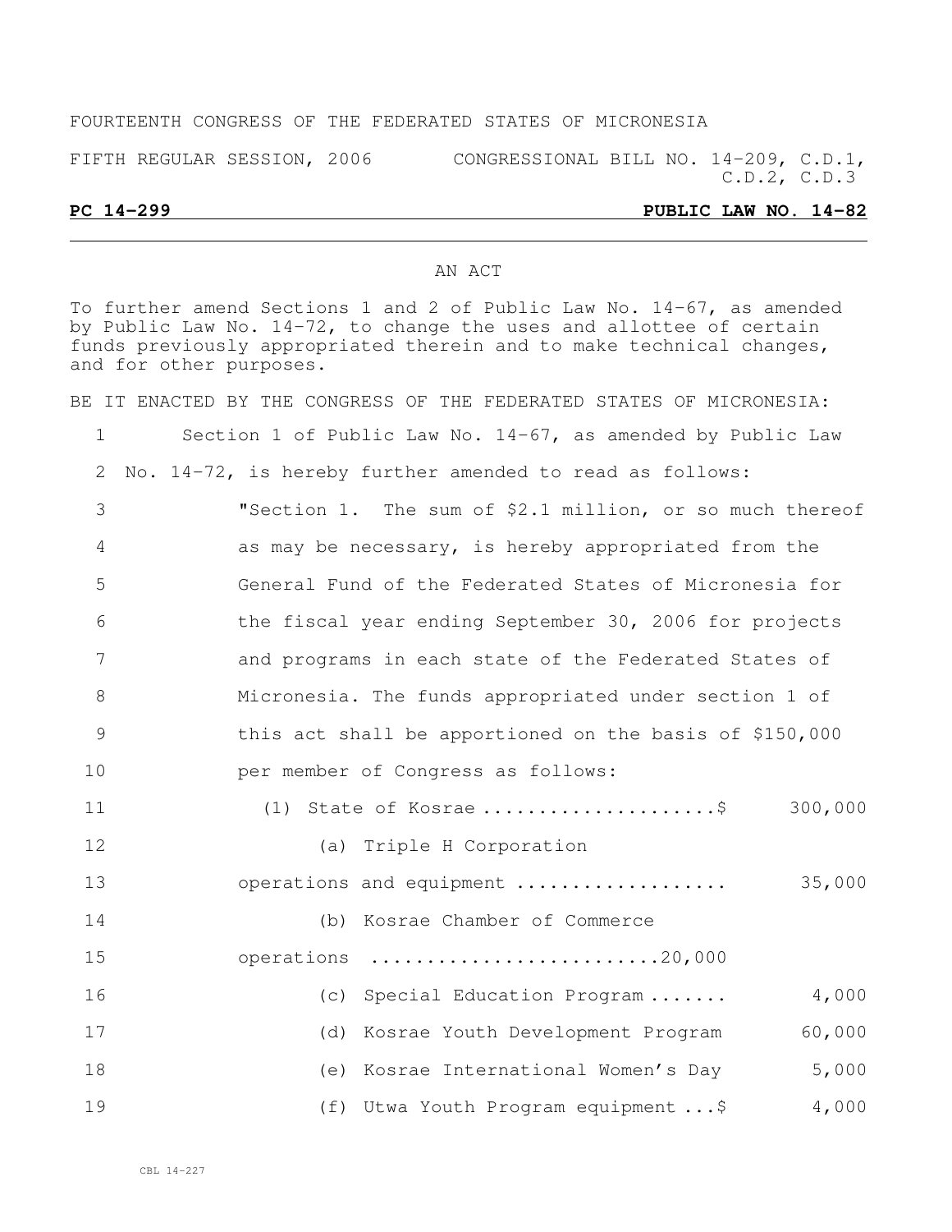FOURTEENTH CONGRESS OF THE FEDERATED STATES OF MICRONESIA

FIFTH REGULAR SESSION, 2006 CONGRESSIONAL BILL NO. 14-209, C.D.1, C.D.2, C.D.3

**PC 14-299 PUBLIC LAW NO. 14-82**

AN ACT

To further amend Sections 1 and 2 of Public Law No. 14-67, as amended by Public Law No. 14-72, to change the uses and allottee of certain funds previously appropriated therein and to make technical changes, and for other purposes.

BE IT ENACTED BY THE CONGRESS OF THE FEDERATED STATES OF MICRONESIA:

1 Section 1 of Public Law No. 14-67, as amended by Public Law
2 No. 14-72, is hereby further amended to read as follows:
3 "Section 1. The sum of $2.1 million, or so much thereof
4 as may be necessary, is hereby appropriated from the
5 General Fund of the Federated States of Micronesia for
6 the fiscal year ending September 30, 2006 for projects
7 and programs in each state of the Federated States of
8 Micronesia. The funds appropriated under section 1 of
9 this act shall be apportioned on the basis of $150,000
10 per member of Congress as follows:
11 (1) State of Kosrae .....................$ 300,000
12 (a) Triple H Corporation
13 operations and equipment ................... 35,000
14 (b) Kosrae Chamber of Commerce
15 operations .........................20,000
16 (c) Special Education Program ....... 4,000
17 (d) Kosrae Youth Development Program 60,000
18 (e) Kosrae International Women's Day 5,000
19 (f) Utwa Youth Program equipment ...$ 4,000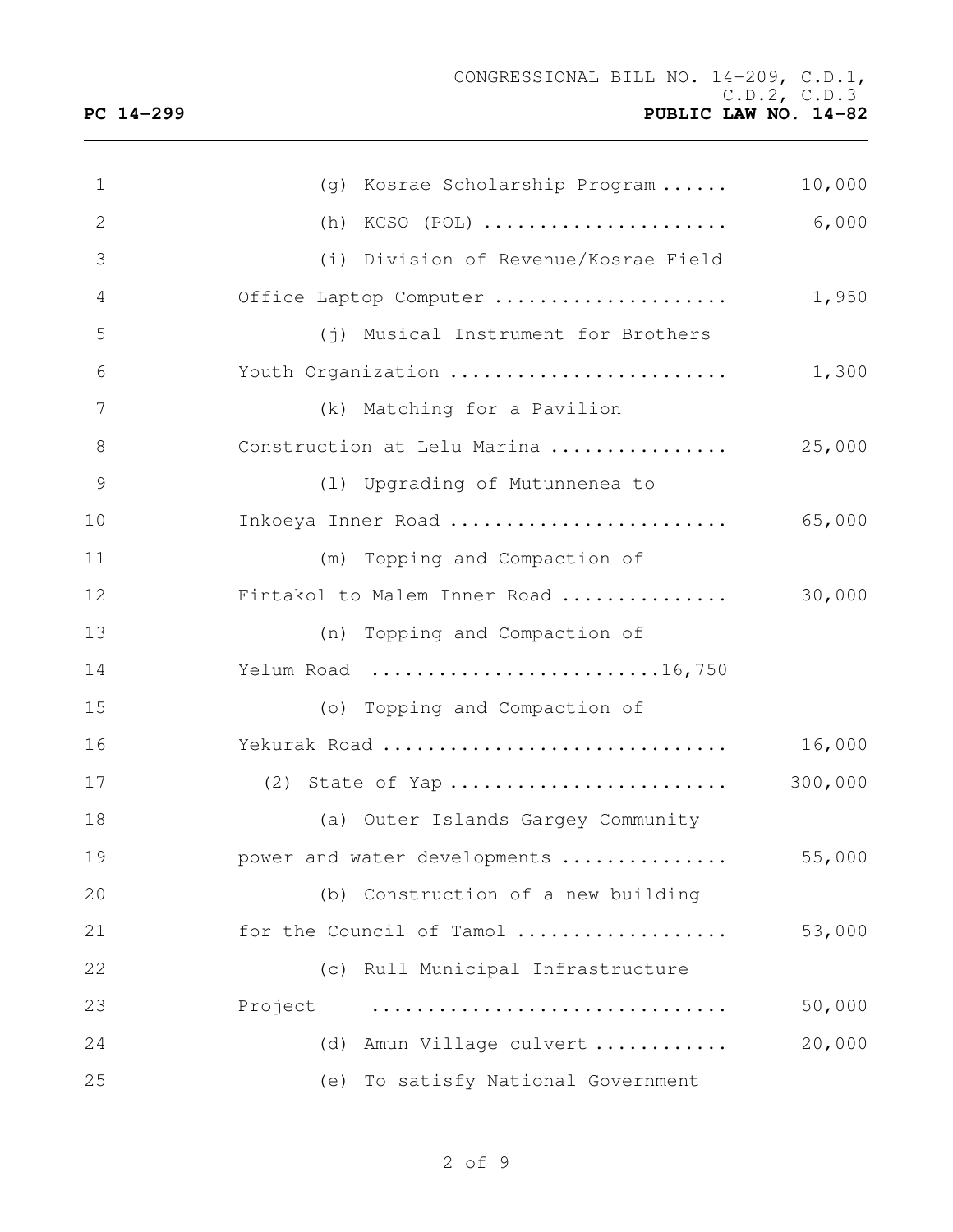(g) Kosrae Scholarship Program ...... 10,000

(h) KCSO (POL) ...................... 6,000

(i) Division of Revenue/Kosrae Field Office Laptop Computer ..................... 1,950

(j) Musical Instrument for Brothers Youth Organization ......................... 1,300

(k) Matching for a Pavilion Construction at Lelu Marina ................ 25,000

(l) Upgrading of Mutunnenea to Inkoeya Inner Road ......................... 65,000

(m) Topping and Compaction of Fintakol to Malem Inner Road ............... 30,000

(n) Topping and Compaction of Yelum Road .........................16,750

(o) Topping and Compaction of Yekurak Road ............................... 16,000

(2) State of Yap ......................... 300,000

(a) Outer Islands Gargey Community power and water developments ............... 55,000

(b) Construction of a new building for the Council of Tamol ................... 53,000

(c) Rull Municipal Infrastructure Project ............................... 50,000

(d) Amun Village culvert ............ 20,000

(e) To satisfy National Government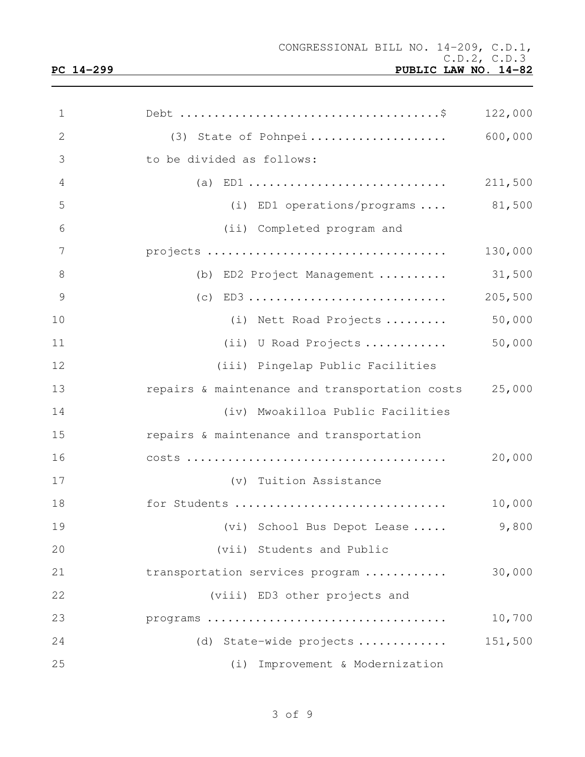| | |
|---|---|
| Debt ......................................$ | 122,000 |
| (3) State of Pohnpei .................... | 600,000 |
| to be divided as follows: | |
| (a) ED1 ............................. | 211,500 |
| (i) ED1 operations/programs .... | 81,500 |
| (ii) Completed program and projects .................................. | 130,000 |
| (b) ED2 Project Management .......... | 31,500 |
| (c) ED3 ............................. | 205,500 |
| (i) Nett Road Projects ......... | 50,000 |
| (ii) U Road Projects ............ | 50,000 |
| (iii) Pingelap Public Facilities repairs & maintenance and transportation costs | 25,000 |
| (iv) Mwoakilloa Public Facilities repairs & maintenance and transportation costs ..................................... | 20,000 |
| (v) Tuition Assistance for Students .............................. | 10,000 |
| (vi) School Bus Depot Lease ..... | 9,800 |
| (vii) Students and Public transportation services program ............ | 30,000 |
| (viii) ED3 other projects and programs .................................. | 10,700 |
| (d) State-wide projects ............. | 151,500 |
| (i) Improvement & Modernization | |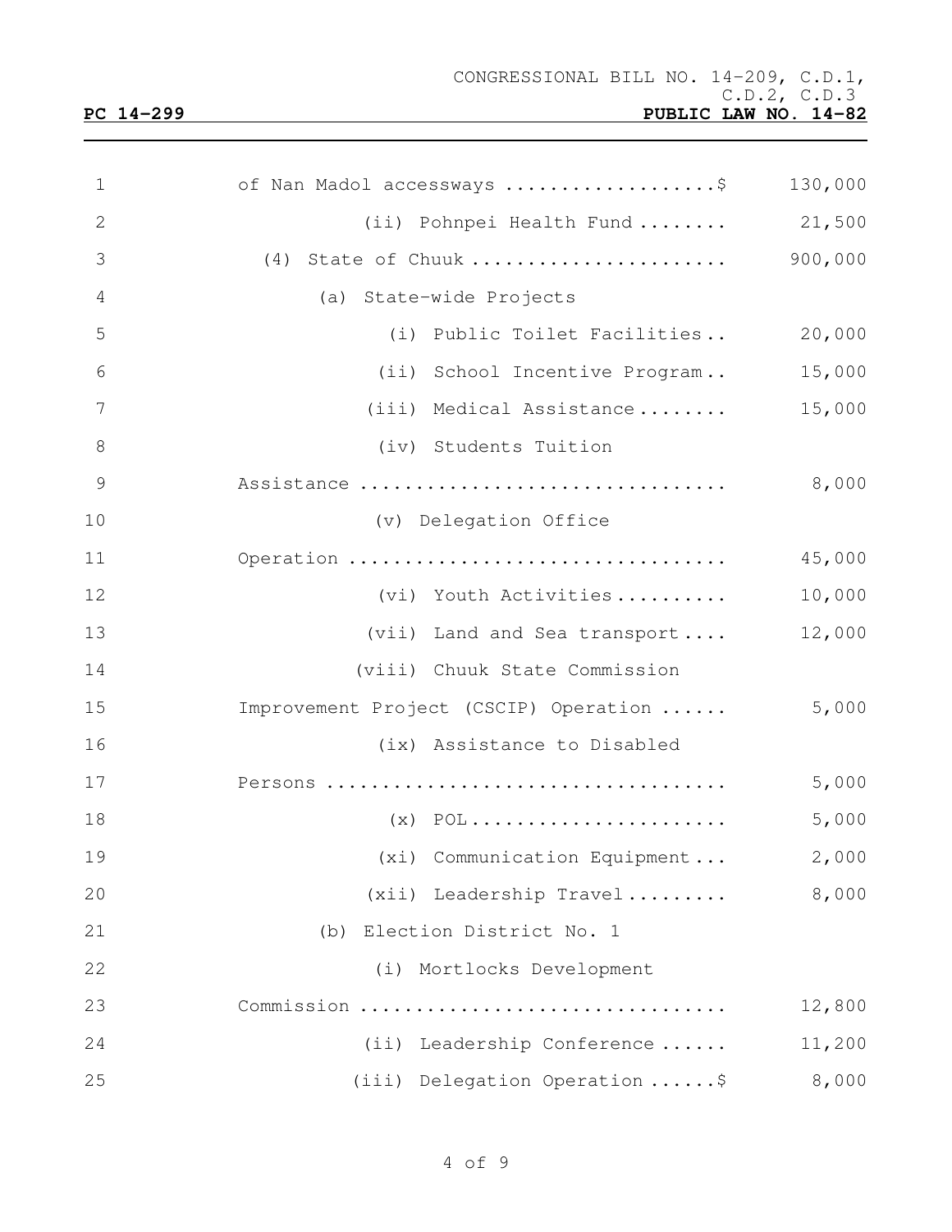of Nan Madol accessways ....................$ 130,000

(ii) Pohnpei Health Fund ........ 21,500

(4) State of Chuuk ....................... 900,000

(a) State-wide Projects

(i) Public Toilet Facilities.. 20,000

(ii) School Incentive Program.. 15,000

(iii) Medical Assistance........ 15,000

(iv) Students Tuition Assistance ................................ 8,000

(v) Delegation Office Operation ................................. 45,000

(vi) Youth Activities.......... 10,000

(vii) Land and Sea transport.... 12,000

(viii) Chuuk State Commission Improvement Project (CSCIP) Operation ...... 5,000

(ix) Assistance to Disabled Persons ................................... 5,000

(x) POL...................... 5,000

(xi) Communication Equipment... 2,000

(xii) Leadership Travel......... 8,000

(b) Election District No. 1

(i) Mortlocks Development Commission ................................ 12,800

(ii) Leadership Conference ...... 11,200

(iii) Delegation Operation ......$ 8,000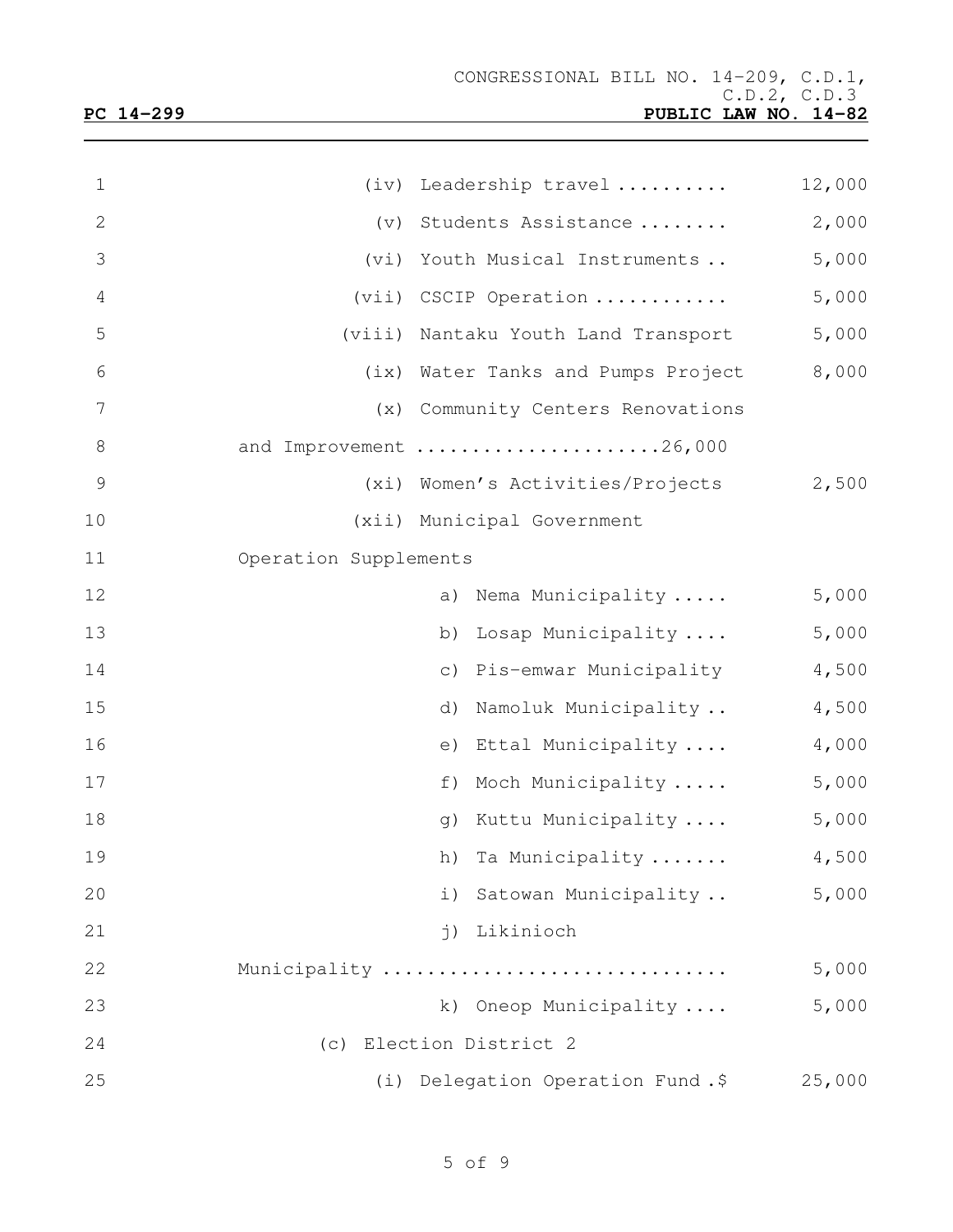(iv) Leadership travel .......... 12,000

(v) Students Assistance ........ 2,000

(vi) Youth Musical Instruments .. 5,000

(vii) CSCIP Operation ............ 5,000

(viii) Nantaku Youth Land Transport 5,000

(ix) Water Tanks and Pumps Project 8,000

(x) Community Centers Renovations and Improvement .....................26,000

(xi) Women's Activities/Projects 2,500

(xii) Municipal Government Operation Supplements

a) Nema Municipality ..... 5,000

b) Losap Municipality .... 5,000

c) Pis-emwar Municipality 4,500

d) Namoluk Municipality .. 4,500

e) Ettal Municipality .... 4,000

f) Moch Municipality ..... 5,000

g) Kuttu Municipality .... 5,000

h) Ta Municipality ....... 4,500

i) Satowan Municipality .. 5,000

j) Likinioch Municipality ............................. 5,000

k) Oneop Municipality .... 5,000

(c) Election District 2

(i) Delegation Operation Fund .$ 25,000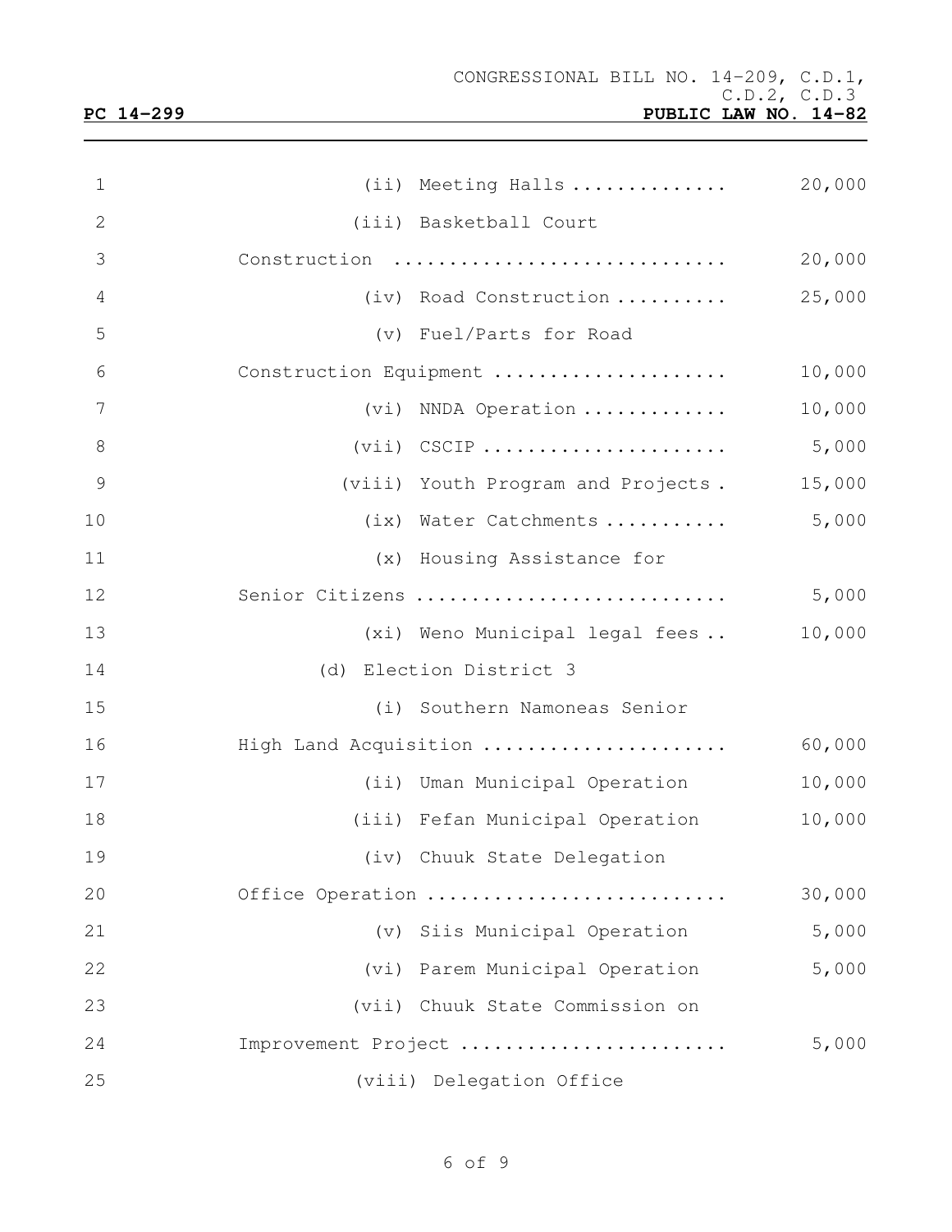(ii) Meeting Halls .............. 20,000

(iii) Basketball Court Construction .............................. 20,000

(iv) Road Construction .......... 25,000

(v) Fuel/Parts for Road Construction Equipment ..................... 10,000

(vi) NNDA Operation ............. 10,000

(vii) CSCIP ...................... 5,000

(viii) Youth Program and Projects . 15,000

(ix) Water Catchments ........... 5,000

(x) Housing Assistance for Senior Citizens ........................... 5,000

(xi) Weno Municipal legal fees .. 10,000

(d) Election District 3

(i) Southern Namoneas Senior High Land Acquisition ...................... 60,000

(ii) Uman Municipal Operation 10,000

(iii) Fefan Municipal Operation 10,000

(iv) Chuuk State Delegation Office Operation ........................... 30,000

(v) Siis Municipal Operation 5,000

(vi) Parem Municipal Operation 5,000

(vii) Chuuk State Commission on Improvement Project ........................ 5,000

(viii) Delegation Office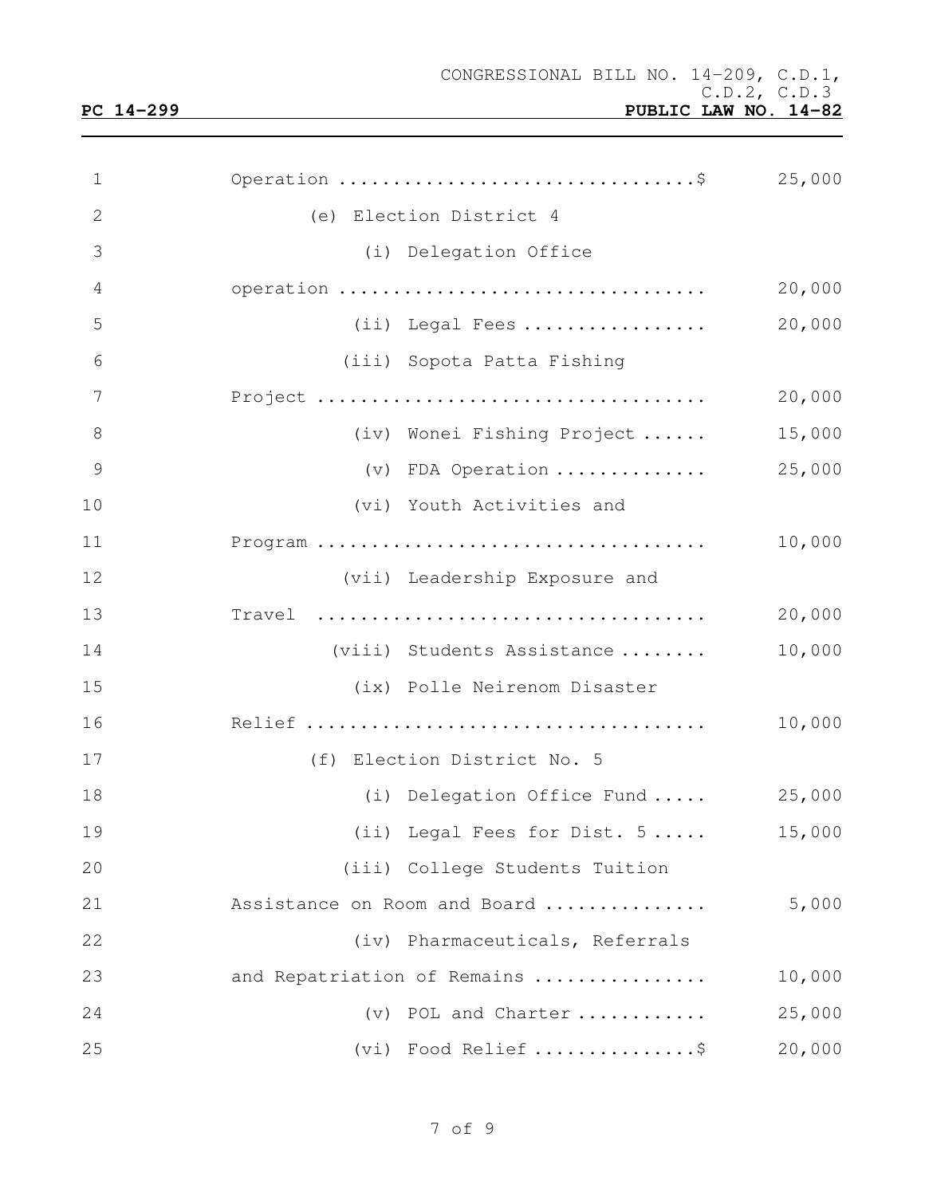Operation ................................$ 25,000

(e) Election District 4

(i) Delegation Office operation ................................. 20,000

(ii) Legal Fees ................. 20,000

(iii) Sopota Patta Fishing Project ................................... 20,000

(iv) Wonei Fishing Project ...... 15,000

(v) FDA Operation .............. 25,000

(vi) Youth Activities and Program ................................... 10,000

(vii) Leadership Exposure and Travel ................................... 20,000

(viii) Students Assistance ........ 10,000

(ix) Polle Neirenom Disaster Relief .................................... 10,000

(f) Election District No. 5

(i) Delegation Office Fund ..... 25,000

(ii) Legal Fees for Dist. 5 ..... 15,000

(iii) College Students Tuition Assistance on Room and Board ............... 5,000

(iv) Pharmaceuticals, Referrals and Repatriation of Remains ................ 10,000

(v) POL and Charter ............ 25,000

(vi) Food Relief ...............$ 20,000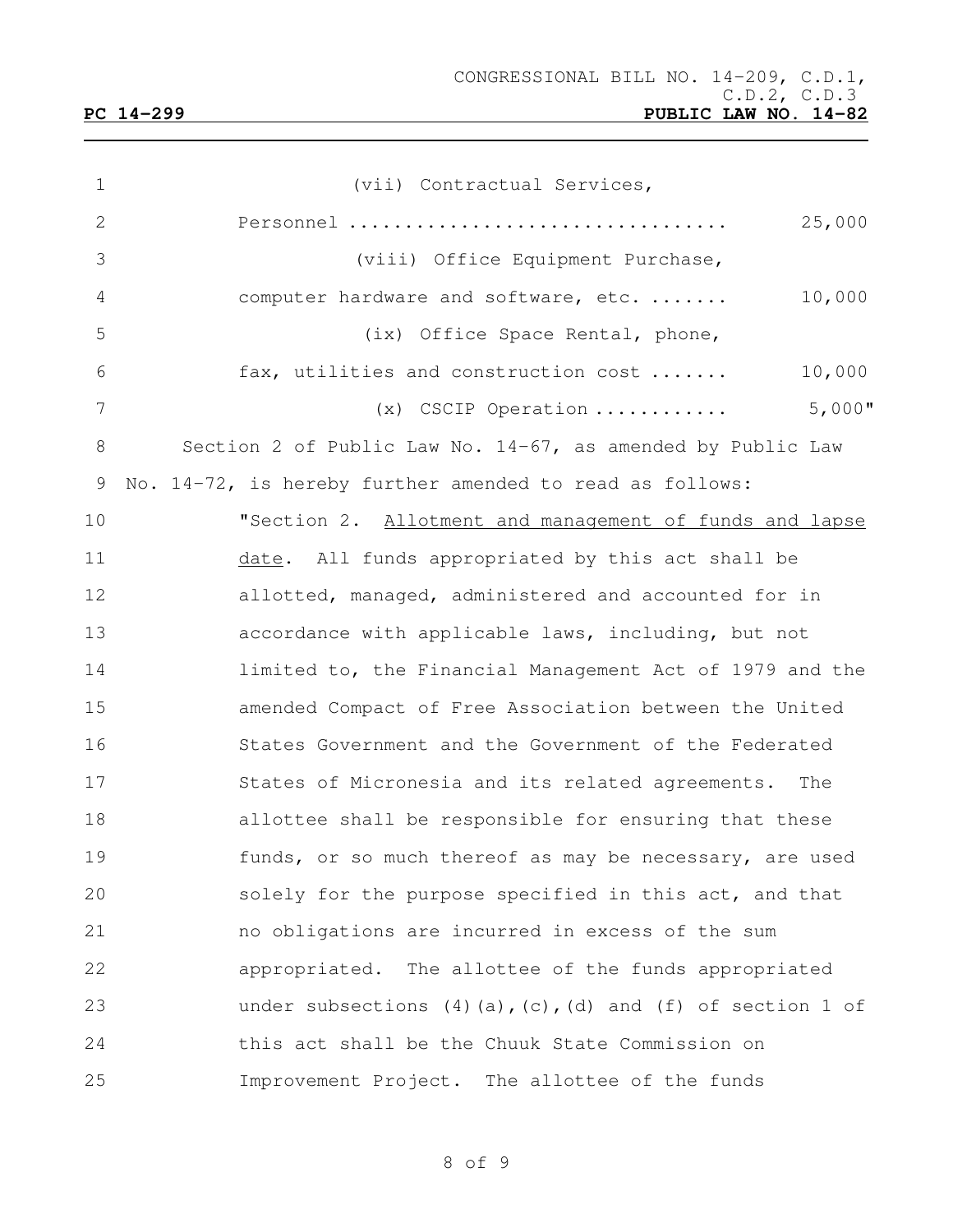(vii) Contractual Services,
Personnel ................................ 25,000

(viii) Office Equipment Purchase,
computer hardware and software, etc. ....... 10,000

(ix) Office Space Rental, phone,
fax, utilities and construction cost ....... 10,000

(x) CSCIP Operation ........... 5,000"

Section 2 of Public Law No. 14-67, as amended by Public Law No. 14-72, is hereby further amended to read as follows:

"Section 2. Allotment and management of funds and lapse date. All funds appropriated by this act shall be allotted, managed, administered and accounted for in accordance with applicable laws, including, but not limited to, the Financial Management Act of 1979 and the amended Compact of Free Association between the United States Government and the Government of the Federated States of Micronesia and its related agreements. The allottee shall be responsible for ensuring that these funds, or so much thereof as may be necessary, are used solely for the purpose specified in this act, and that no obligations are incurred in excess of the sum appropriated. The allottee of the funds appropriated under subsections (4)(a),(c),(d) and (f) of section 1 of this act shall be the Chuuk State Commission on Improvement Project. The allottee of the funds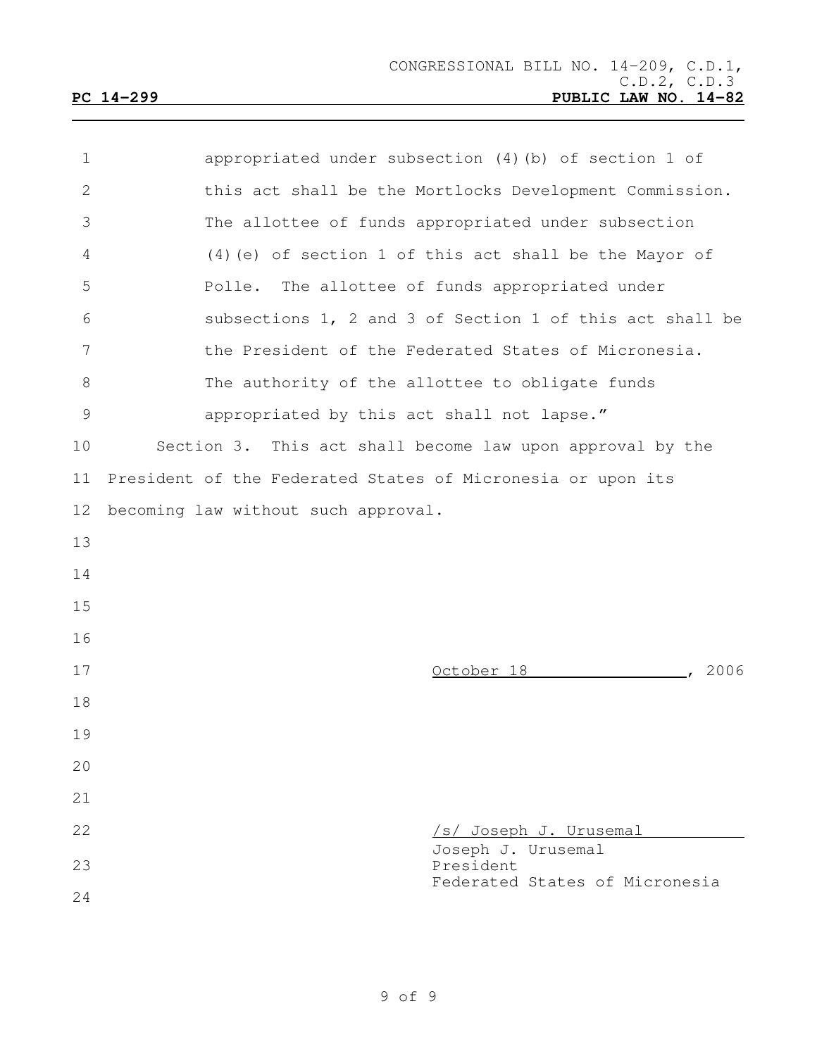appropriated under subsection (4)(b) of section 1 of this act shall be the Mortlocks Development Commission. The allottee of funds appropriated under subsection (4)(e) of section 1 of this act shall be the Mayor of Polle. The allottee of funds appropriated under subsections 1, 2 and 3 of Section 1 of this act shall be the President of the Federated States of Micronesia. The authority of the allottee to obligate funds appropriated by this act shall not lapse."

Section 3. This act shall become law upon approval by the President of the Federated States of Micronesia or upon its becoming law without such approval.

October 18, 2006

/s/ Joseph J. Urusemal
Joseph J. Urusemal
President
Federated States of Micronesia